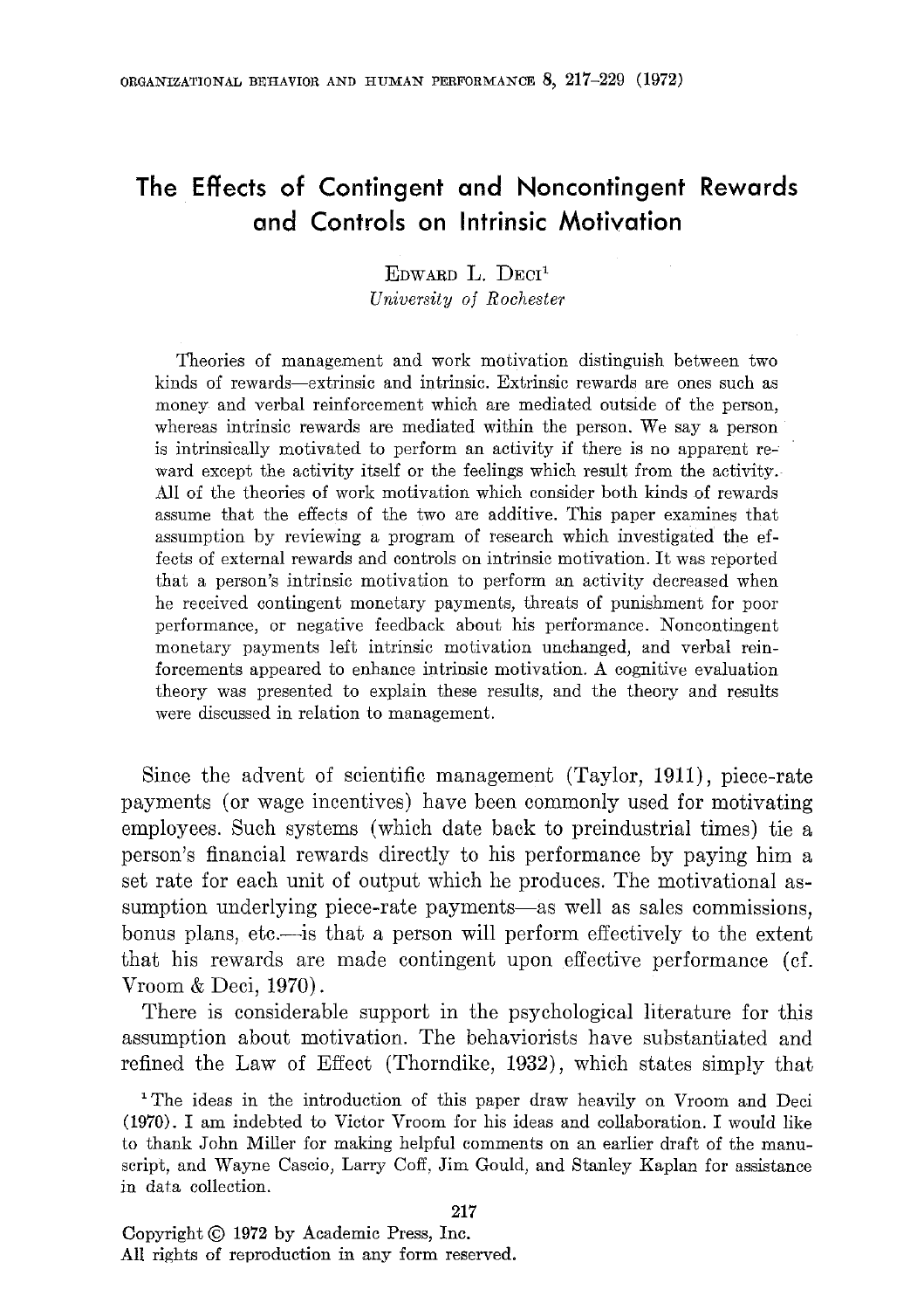# The Effects of Contingent and Noncontingent Rewards and Controls on Intrinsic Motivation

Edward L. Deci[1]

*University of Rochester*

Theories of management and work motivation distinguish between two kinds of rewards—extrinsic and intrinsic. Extrinsic rewards are ones such as money and verbal reinforcement which are mediated outside of the person, whereas intrinsic rewards are mediated within the person. We say a person is intrinsically motivated to perform an activity if there is no apparent reward except the activity itself or the feelings which result from the activity. All of the theories of work motivation which consider both kinds of rewards assume that the effects of the two are additive. This paper examines that assumption by reviewing a program of research which investigated the effects of external rewards and controls on intrinsic motivation. It was reported that a person's intrinsic motivation to perform an activity decreased when he received contingent monetary payments, threats of punishment for poor performance, or negative feedback about his performance. Noncontingent monetary payments left intrinsic motivation unchanged, and verbal reinforcements appeared to enhance intrinsic motivation. A cognitive evaluation theory was presented to explain these results, and the theory and results were discussed in relation to management.

Since the advent of scientific management (Taylor, 1911), piece-rate payments (or wage incentives) have been commonly used for motivating employees. Such systems (which date back to preindustrial times) tie a person's financial rewards directly to his performance by paying him a set rate for each unit of output which he produces. The motivational assumption underlying piece-rate payments—as well as sales commissions, bonus plans, etc.—is that a person will perform effectively to the extent that his rewards are made contingent upon effective performance (cf. Vroom & Deci, 1970).

There is considerable support in the psychological literature for this assumption about motivation. The behaviorists have substantiated and refined the Law of Effect (Thorndike, 1932), which states simply that

[1] The ideas in the introduction of this paper draw heavily on Vroom and Deci (1970). I am indebted to Victor Vroom for his ideas and collaboration. I would like to thank John Miller for making helpful comments on an earlier draft of the manuscript, and Wayne Cascio, Larry Coff, Jim Gould, and Stanley Kaplan for assistance in data collection.

Copyright © 1972 by Academic Press, Inc.
All rights of reproduction in any form reserved.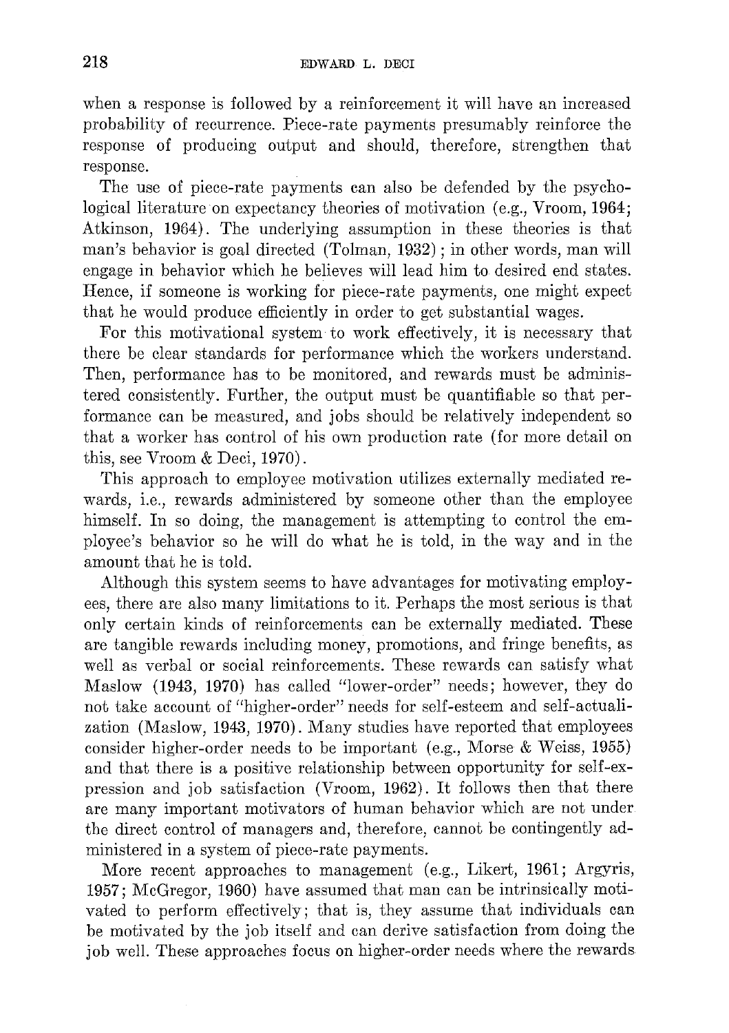when a response is followed by a reinforcement it will have an increased probability of recurrence. Piece-rate payments presumably reinforce the response of producing output and should, therefore, strengthen that response.

The use of piece-rate payments can also be defended by the psychological literature on expectancy theories of motivation (e.g., Vroom, 1964; Atkinson, 1964). The underlying assumption in these theories is that man's behavior is goal directed (Tolman, 1932); in other words, man will engage in behavior which he believes will lead him to desired end states. Hence, if someone is working for piece-rate payments, one might expect that he would produce efficiently in order to get substantial wages.

For this motivational system to work effectively, it is necessary that there be clear standards for performance which the workers understand. Then, performance has to be monitored, and rewards must be administered consistently. Further, the output must be quantifiable so that performance can be measured, and jobs should be relatively independent so that a worker has control of his own production rate (for more detail on this, see Vroom & Deci, 1970).

This approach to employee motivation utilizes externally mediated rewards, i.e., rewards administered by someone other than the employee himself. In so doing, the management is attempting to control the employee's behavior so he will do what he is told, in the way and in the amount that he is told.

Although this system seems to have advantages for motivating employees, there are also many limitations to it. Perhaps the most serious is that only certain kinds of reinforcements can be externally mediated. These are tangible rewards including money, promotions, and fringe benefits, as well as verbal or social reinforcements. These rewards can satisfy what Maslow (1943, 1970) has called "lower-order" needs; however, they do not take account of "higher-order" needs for self-esteem and self-actualization (Maslow, 1943, 1970). Many studies have reported that employees consider higher-order needs to be important (e.g., Morse & Weiss, 1955) and that there is a positive relationship between opportunity for self-expression and job satisfaction (Vroom, 1962). It follows then that there are many important motivators of human behavior which are not under the direct control of managers and, therefore, cannot be contingently administered in a system of piece-rate payments.

More recent approaches to management (e.g., Likert, 1961; Argyris, 1957; McGregor, 1960) have assumed that man can be intrinsically motivated to perform effectively; that is, they assume that individuals can be motivated by the job itself and can derive satisfaction from doing the job well. These approaches focus on higher-order needs where the rewards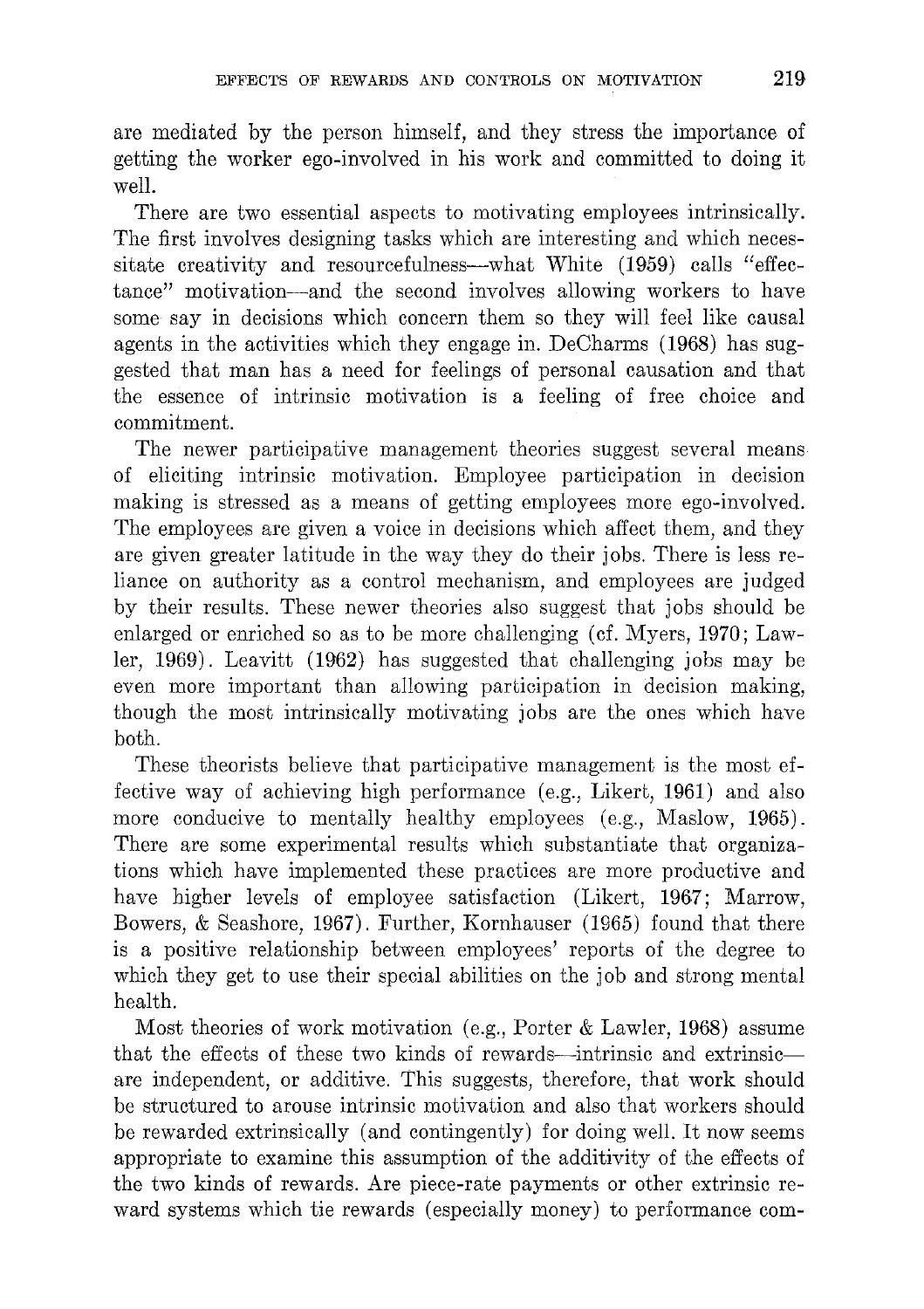are mediated by the person himself, and they stress the importance of getting the worker ego-involved in his work and committed to doing it well.

There are two essential aspects to motivating employees intrinsically. The first involves designing tasks which are interesting and which necessitate creativity and resourcefulness—what White (1959) calls "effectance" motivation—and the second involves allowing workers to have some say in decisions which concern them so they will feel like causal agents in the activities which they engage in. DeCharms (1968) has suggested that man has a need for feelings of personal causation and that the essence of intrinsic motivation is a feeling of free choice and commitment.

The newer participative management theories suggest several means of eliciting intrinsic motivation. Employee participation in decision making is stressed as a means of getting employees more ego-involved. The employees are given a voice in decisions which affect them, and they are given greater latitude in the way they do their jobs. There is less reliance on authority as a control mechanism, and employees are judged by their results. These newer theories also suggest that jobs should be enlarged or enriched so as to be more challenging (cf. Myers, 1970; Lawler, 1969). Leavitt (1962) has suggested that challenging jobs may be even more important than allowing participation in decision making, though the most intrinsically motivating jobs are the ones which have both.

These theorists believe that participative management is the most effective way of achieving high performance (e.g., Likert, 1961) and also more conducive to mentally healthy employees (e.g., Maslow, 1965). There are some experimental results which substantiate that organizations which have implemented these practices are more productive and have higher levels of employee satisfaction (Likert, 1967; Marrow, Bowers, & Seashore, 1967). Further, Kornhauser (1965) found that there is a positive relationship between employees' reports of the degree to which they get to use their special abilities on the job and strong mental health.

Most theories of work motivation (e.g., Porter & Lawler, 1968) assume that the effects of these two kinds of rewards—intrinsic and extrinsic—are independent, or additive. This suggests, therefore, that work should be structured to arouse intrinsic motivation and also that workers should be rewarded extrinsically (and contingently) for doing well. It now seems appropriate to examine this assumption of the additivity of the effects of the two kinds of rewards. Are piece-rate payments or other extrinsic reward systems which tie rewards (especially money) to performance com-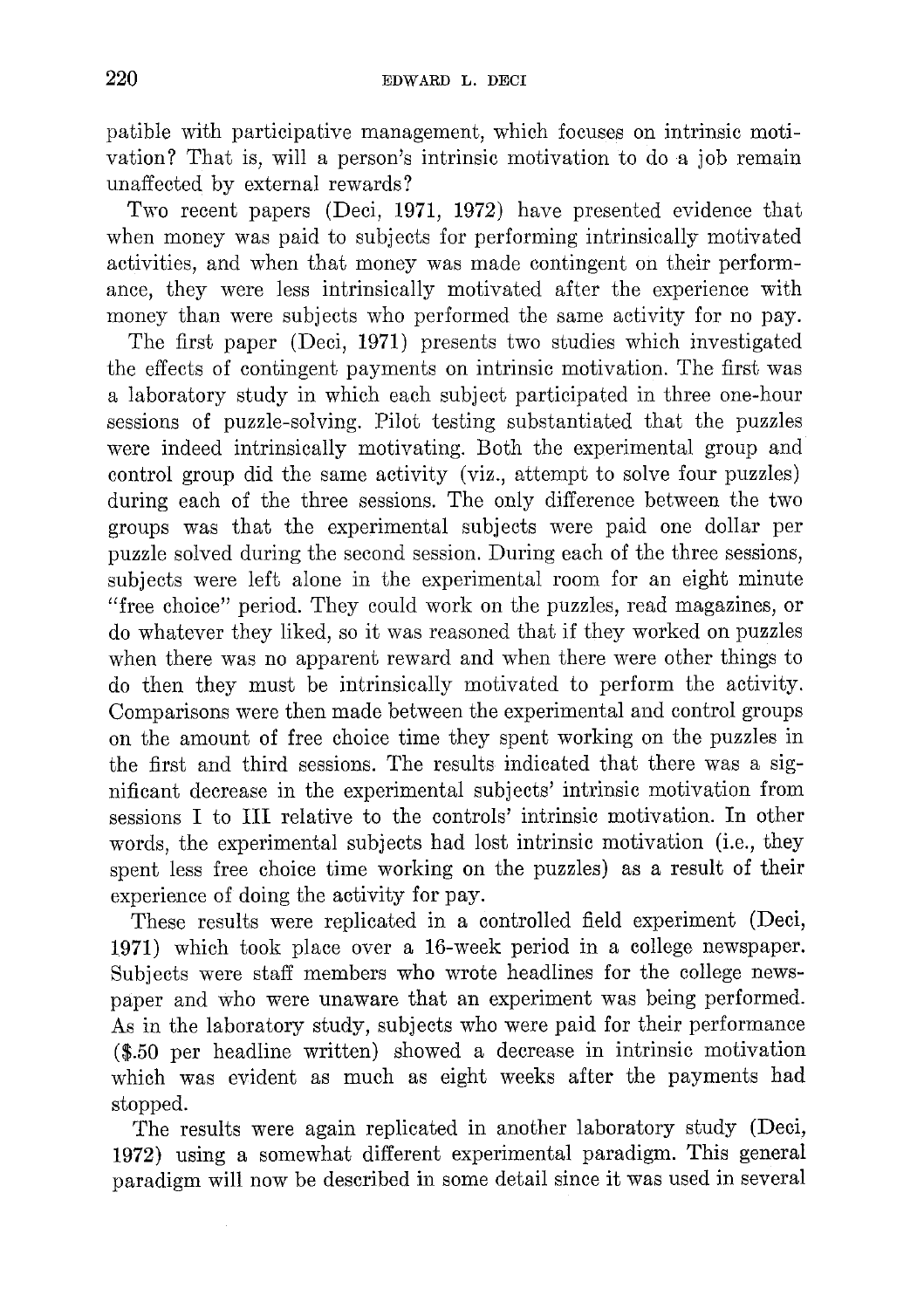patible with participative management, which focuses on intrinsic motivation? That is, will a person's intrinsic motivation to do a job remain unaffected by external rewards?

Two recent papers (Deci, 1971, 1972) have presented evidence that when money was paid to subjects for performing intrinsically motivated activities, and when that money was made contingent on their performance, they were less intrinsically motivated after the experience with money than were subjects who performed the same activity for no pay.

The first paper (Deci, 1971) presents two studies which investigated the effects of contingent payments on intrinsic motivation. The first was a laboratory study in which each subject participated in three one-hour sessions of puzzle-solving. Pilot testing substantiated that the puzzles were indeed intrinsically motivating. Both the experimental group and control group did the same activity (viz., attempt to solve four puzzles) during each of the three sessions. The only difference between the two groups was that the experimental subjects were paid one dollar per puzzle solved during the second session. During each of the three sessions, subjects were left alone in the experimental room for an eight minute "free choice" period. They could work on the puzzles, read magazines, or do whatever they liked, so it was reasoned that if they worked on puzzles when there was no apparent reward and when there were other things to do then they must be intrinsically motivated to perform the activity. Comparisons were then made between the experimental and control groups on the amount of free choice time they spent working on the puzzles in the first and third sessions. The results indicated that there was a significant decrease in the experimental subjects' intrinsic motivation from sessions I to III relative to the controls' intrinsic motivation. In other words, the experimental subjects had lost intrinsic motivation (i.e., they spent less free choice time working on the puzzles) as a result of their experience of doing the activity for pay.

These results were replicated in a controlled field experiment (Deci, 1971) which took place over a 16-week period in a college newspaper. Subjects were staff members who wrote headlines for the college newspaper and who were unaware that an experiment was being performed. As in the laboratory study, subjects who were paid for their performance ($.50 per headline written) showed a decrease in intrinsic motivation which was evident as much as eight weeks after the payments had stopped.

The results were again replicated in another laboratory study (Deci, 1972) using a somewhat different experimental paradigm. This general paradigm will now be described in some detail since it was used in several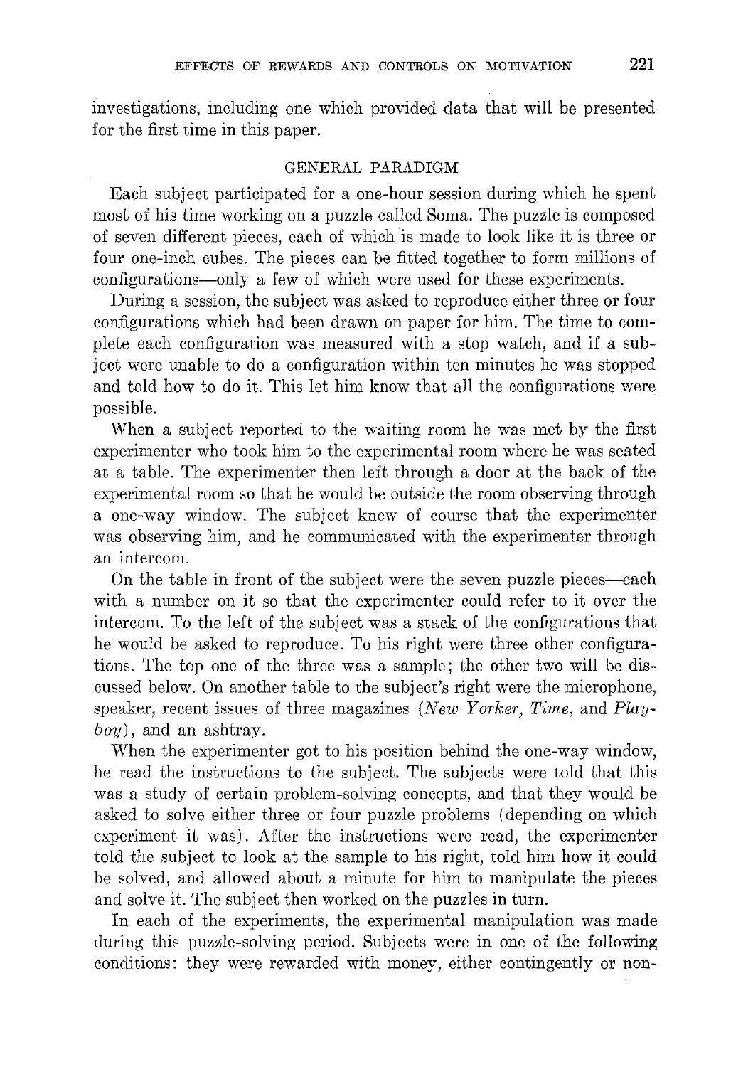investigations, including one which provided data that will be presented for the first time in this paper.

## GENERAL PARADIGM

Each subject participated for a one-hour session during which he spent most of his time working on a puzzle called Soma. The puzzle is composed of seven different pieces, each of which is made to look like it is three or four one-inch cubes. The pieces can be fitted together to form millions of configurations—only a few of which were used for these experiments.

During a session, the subject was asked to reproduce either three or four configurations which had been drawn on paper for him. The time to complete each configuration was measured with a stop watch, and if a subject were unable to do a configuration within ten minutes he was stopped and told how to do it. This let him know that all the configurations were possible.

When a subject reported to the waiting room he was met by the first experimenter who took him to the experimental room where he was seated at a table. The experimenter then left through a door at the back of the experimental room so that he would be outside the room observing through a one-way window. The subject knew of course that the experimenter was observing him, and he communicated with the experimenter through an intercom.

On the table in front of the subject were the seven puzzle pieces—each with a number on it so that the experimenter could refer to it over the intercom. To the left of the subject was a stack of the configurations that he would be asked to reproduce. To his right were three other configurations. The top one of the three was a sample; the other two will be discussed below. On another table to the subject's right were the microphone, speaker, recent issues of three magazines (*New Yorker*, *Time*, and *Playboy*), and an ashtray.

When the experimenter got to his position behind the one-way window, he read the instructions to the subject. The subjects were told that this was a study of certain problem-solving concepts, and that they would be asked to solve either three or four puzzle problems (depending on which experiment it was). After the instructions were read, the experimenter told the subject to look at the sample to his right, told him how it could be solved, and allowed about a minute for him to manipulate the pieces and solve it. The subject then worked on the puzzles in turn.

In each of the experiments, the experimental manipulation was made during this puzzle-solving period. Subjects were in one of the following conditions: they were rewarded with money, either contingently or non-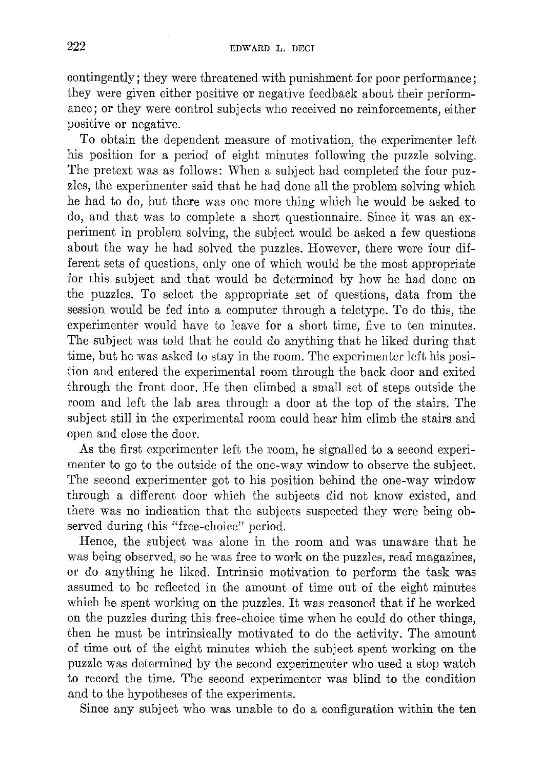contingently; they were threatened with punishment for poor performance; they were given either positive or negative feedback about their performance; or they were control subjects who received no reinforcements, either positive or negative.

To obtain the dependent measure of motivation, the experimenter left his position for a period of eight minutes following the puzzle solving. The pretext was as follows: When a subject had completed the four puzzles, the experimenter said that he had done all the problem solving which he had to do, but there was one more thing which he would be asked to do, and that was to complete a short questionnaire. Since it was an experiment in problem solving, the subject would be asked a few questions about the way he had solved the puzzles. However, there were four different sets of questions, only one of which would be the most appropriate for this subject and that would be determined by how he had done on the puzzles. To select the appropriate set of questions, data from the session would be fed into a computer through a teletype. To do this, the experimenter would have to leave for a short time, five to ten minutes. The subject was told that he could do anything that he liked during that time, but he was asked to stay in the room. The experimenter left his position and entered the experimental room through the back door and exited through the front door. He then climbed a small set of steps outside the room and left the lab area through a door at the top of the stairs. The subject still in the experimental room could hear him climb the stairs and open and close the door.

As the first experimenter left the room, he signalled to a second experimenter to go to the outside of the one-way window to observe the subject. The second experimenter got to his position behind the one-way window through a different door which the subjects did not know existed, and there was no indication that the subjects suspected they were being observed during this "free-choice" period.

Hence, the subject was alone in the room and was unaware that he was being observed, so he was free to work on the puzzles, read magazines, or do anything he liked. Intrinsic motivation to perform the task was assumed to be reflected in the amount of time out of the eight minutes which he spent working on the puzzles. It was reasoned that if he worked on the puzzles during this free-choice time when he could do other things, then he must be intrinsically motivated to do the activity. The amount of time out of the eight minutes which the subject spent working on the puzzle was determined by the second experimenter who used a stop watch to record the time. The second experimenter was blind to the condition and to the hypotheses of the experiments.

Since any subject who was unable to do a configuration within the ten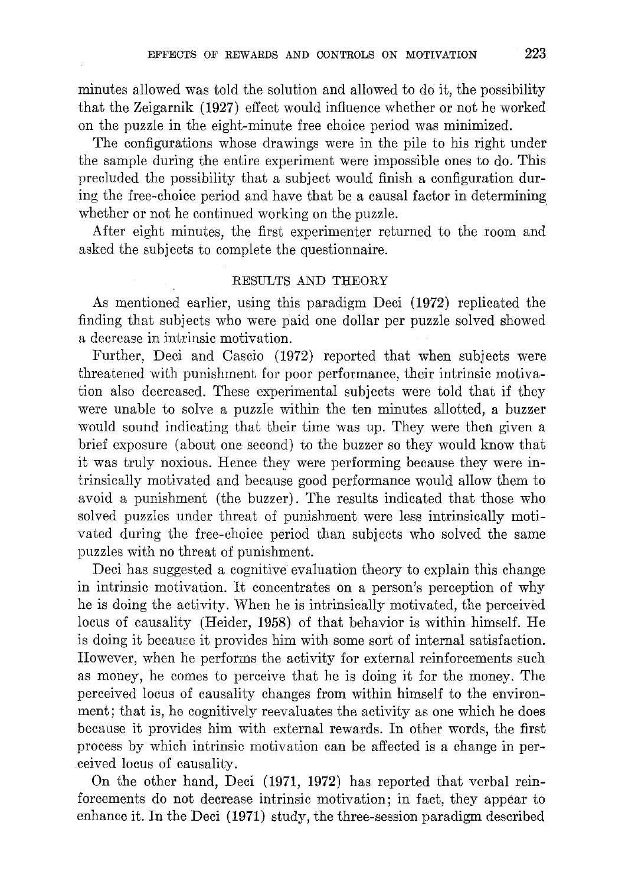minutes allowed was told the solution and allowed to do it, the possibility that the Zeigarnik (1927) effect would influence whether or not he worked on the puzzle in the eight-minute free choice period was minimized.

The configurations whose drawings were in the pile to his right under the sample during the entire experiment were impossible ones to do. This precluded the possibility that a subject would finish a configuration during the free-choice period and have that be a causal factor in determining whether or not he continued working on the puzzle.

After eight minutes, the first experimenter returned to the room and asked the subjects to complete the questionnaire.

## RESULTS AND THEORY

As mentioned earlier, using this paradigm Deci (1972) replicated the finding that subjects who were paid one dollar per puzzle solved showed a decrease in intrinsic motivation.

Further, Deci and Cascio (1972) reported that when subjects were threatened with punishment for poor performance, their intrinsic motivation also decreased. These experimental subjects were told that if they were unable to solve a puzzle within the ten minutes allotted, a buzzer would sound indicating that their time was up. They were then given a brief exposure (about one second) to the buzzer so they would know that it was truly noxious. Hence they were performing because they were intrinsically motivated and because good performance would allow them to avoid a punishment (the buzzer). The results indicated that those who solved puzzles under threat of punishment were less intrinsically motivated during the free-choice period than subjects who solved the same puzzles with no threat of punishment.

Deci has suggested a cognitive evaluation theory to explain this change in intrinsic motivation. It concentrates on a person's perception of why he is doing the activity. When he is intrinsically motivated, the perceived locus of causality (Heider, 1958) of that behavior is within himself. He is doing it because it provides him with some sort of internal satisfaction. However, when he performs the activity for external reinforcements such as money, he comes to perceive that he is doing it for the money. The perceived locus of causality changes from within himself to the environment; that is, he cognitively reevaluates the activity as one which he does because it provides him with external rewards. In other words, the first process by which intrinsic motivation can be affected is a change in perceived locus of causality.

On the other hand, Deci (1971, 1972) has reported that verbal reinforcements do not decrease intrinsic motivation; in fact, they appear to enhance it. In the Deci (1971) study, the three-session paradigm described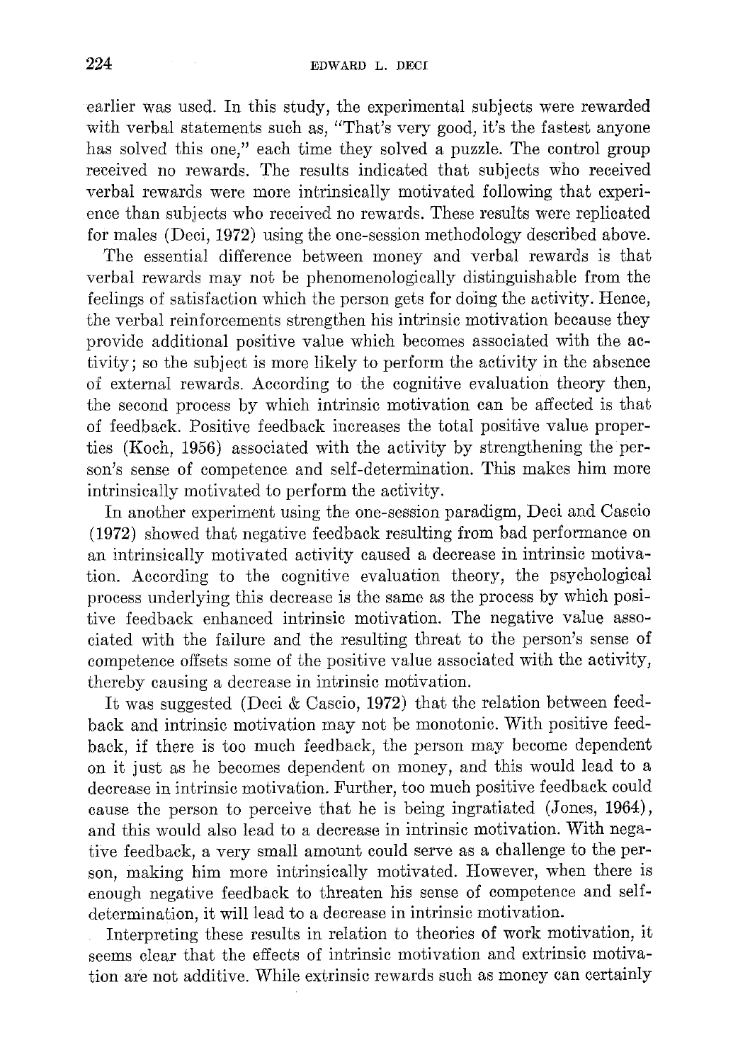earlier was used. In this study, the experimental subjects were rewarded with verbal statements such as, "That's very good, it's the fastest anyone has solved this one," each time they solved a puzzle. The control group received no rewards. The results indicated that subjects who received verbal rewards were more intrinsically motivated following that experience than subjects who received no rewards. These results were replicated for males (Deci, 1972) using the one-session methodology described above.

The essential difference between money and verbal rewards is that verbal rewards may not be phenomenologically distinguishable from the feelings of satisfaction which the person gets for doing the activity. Hence, the verbal reinforcements strengthen his intrinsic motivation because they provide additional positive value which becomes associated with the activity; so the subject is more likely to perform the activity in the absence of external rewards. According to the cognitive evaluation theory then, the second process by which intrinsic motivation can be affected is that of feedback. Positive feedback increases the total positive value properties (Koch, 1956) associated with the activity by strengthening the person's sense of competence and self-determination. This makes him more intrinsically motivated to perform the activity.

In another experiment using the one-session paradigm, Deci and Cascio (1972) showed that negative feedback resulting from bad performance on an intrinsically motivated activity caused a decrease in intrinsic motivation. According to the cognitive evaluation theory, the psychological process underlying this decrease is the same as the process by which positive feedback enhanced intrinsic motivation. The negative value associated with the failure and the resulting threat to the person's sense of competence offsets some of the positive value associated with the activity, thereby causing a decrease in intrinsic motivation.

It was suggested (Deci & Cascio, 1972) that the relation between feedback and intrinsic motivation may not be monotonic. With positive feedback, if there is too much feedback, the person may become dependent on it just as he becomes dependent on money, and this would lead to a decrease in intrinsic motivation. Further, too much positive feedback could cause the person to perceive that he is being ingratiated (Jones, 1964), and this would also lead to a decrease in intrinsic motivation. With negative feedback, a very small amount could serve as a challenge to the person, making him more intrinsically motivated. However, when there is enough negative feedback to threaten his sense of competence and self-determination, it will lead to a decrease in intrinsic motivation.

Interpreting these results in relation to theories of work motivation, it seems clear that the effects of intrinsic motivation and extrinsic motivation are not additive. While extrinsic rewards such as money can certainly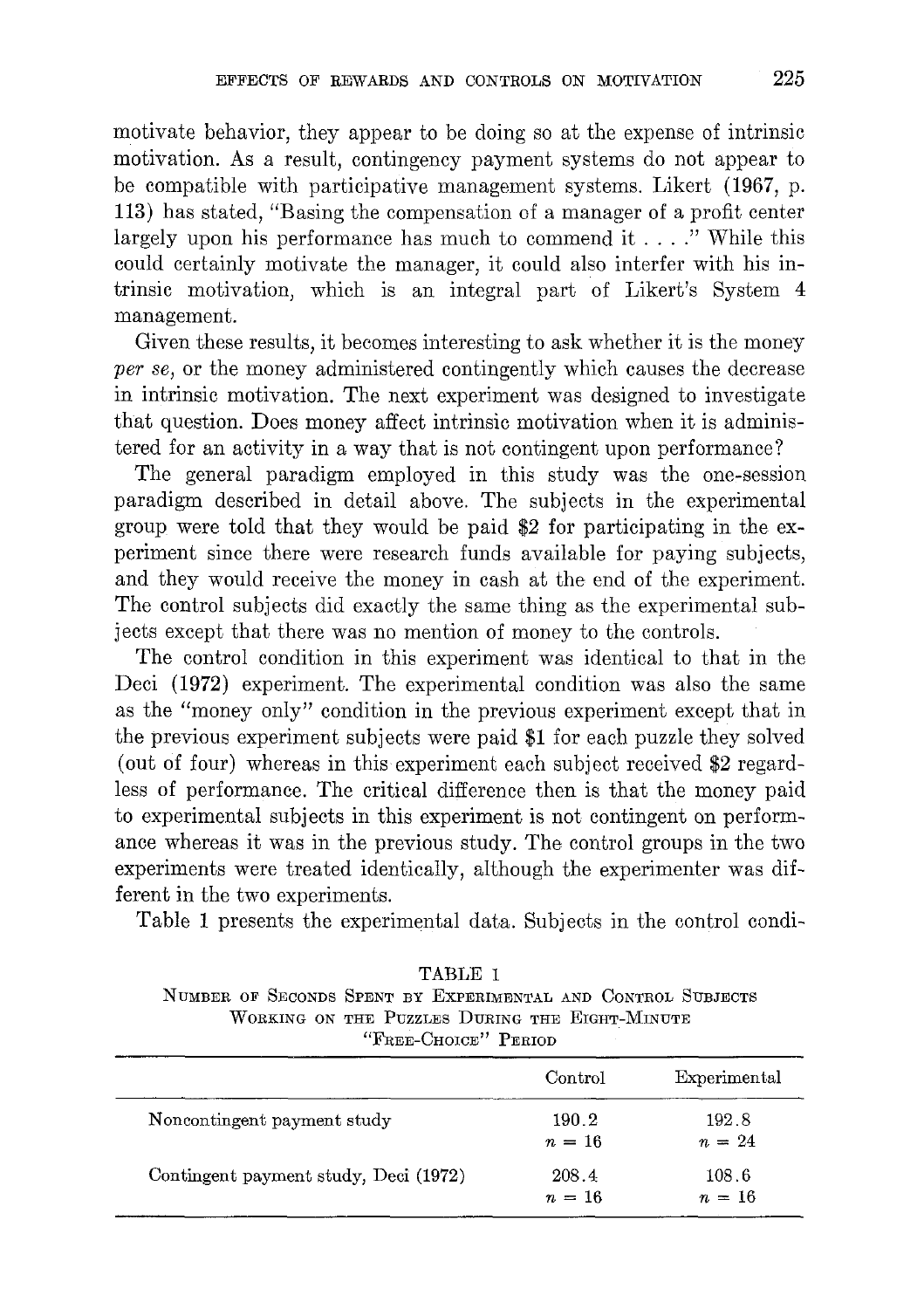motivate behavior, they appear to be doing so at the expense of intrinsic motivation. As a result, contingency payment systems do not appear to be compatible with participative management systems. Likert (1967, p. 113) has stated, "Basing the compensation of a manager of a profit center largely upon his performance has much to commend it . . . ." While this could certainly motivate the manager, it could also interfer with his intrinsic motivation, which is an integral part of Likert's System 4 management.

Given these results, it becomes interesting to ask whether it is the money *per se*, or the money administered contingently which causes the decrease in intrinsic motivation. The next experiment was designed to investigate that question. Does money affect intrinsic motivation when it is administered for an activity in a way that is not contingent upon performance?

The general paradigm employed in this study was the one-session paradigm described in detail above. The subjects in the experimental group were told that they would be paid $2 for participating in the experiment since there were research funds available for paying subjects, and they would receive the money in cash at the end of the experiment. The control subjects did exactly the same thing as the experimental subjects except that there was no mention of money to the controls.

The control condition in this experiment was identical to that in the Deci (1972) experiment. The experimental condition was also the same as the "money only" condition in the previous experiment except that in the previous experiment subjects were paid $1 for each puzzle they solved (out of four) whereas in this experiment each subject received $2 regardless of performance. The critical difference then is that the money paid to experimental subjects in this experiment is not contingent on performance whereas it was in the previous study. The control groups in the two experiments were treated identically, although the experimenter was different in the two experiments.

Table 1 presents the experimental data. Subjects in the control condi-

TABLE 1
NUMBER OF SECONDS SPENT BY EXPERIMENTAL AND CONTROL SUBJECTS WORKING ON THE PUZZLES DURING THE EIGHT-MINUTE "FREE-CHOICE" PERIOD

| | Control | Experimental |
|---|---|---|
| Noncontingent payment study | 190.2<br>$n = 16$ | 192.8<br>$n = 24$ |
| Contingent payment study, Deci (1972) | 208.4<br>$n = 16$ | 108.6<br>$n = 16$ |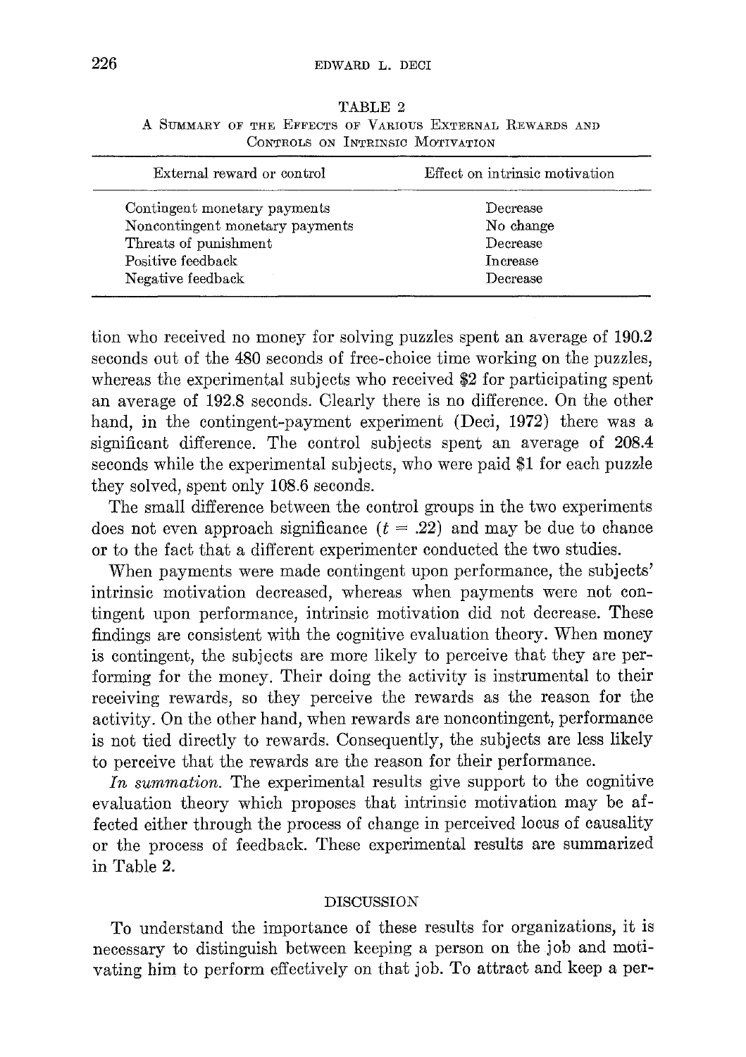TABLE 2

A Summary of the Effects of Various External Rewards and Controls on Intrinsic Motivation

| External reward or control | Effect on intrinsic motivation |
|---|---|
| Contingent monetary payments | Decrease |
| Noncontingent monetary payments | No change |
| Threats of punishment | Decrease |
| Positive feedback | Increase |
| Negative feedback | Decrease |

tion who received no money for solving puzzles spent an average of 190.2 seconds out of the 480 seconds of free-choice time working on the puzzles, whereas the experimental subjects who received $2 for participating spent an average of 192.8 seconds. Clearly there is no difference. On the other hand, in the contingent-payment experiment (Deci, 1972) there was a significant difference. The control subjects spent an average of 208.4 seconds while the experimental subjects, who were paid $1 for each puzzle they solved, spent only 108.6 seconds.

The small difference between the control groups in the two experiments does not even approach significance ($t = .22$) and may be due to chance or to the fact that a different experimenter conducted the two studies.

When payments were made contingent upon performance, the subjects' intrinsic motivation decreased, whereas when payments were not contingent upon performance, intrinsic motivation did not decrease. These findings are consistent with the cognitive evaluation theory. When money is contingent, the subjects are more likely to perceive that they are performing for the money. Their doing the activity is instrumental to their receiving rewards, so they perceive the rewards as the reason for the activity. On the other hand, when rewards are noncontingent, performance is not tied directly to rewards. Consequently, the subjects are less likely to perceive that the rewards are the reason for their performance.

*In summation.* The experimental results give support to the cognitive evaluation theory which proposes that intrinsic motivation may be affected either through the process of change in perceived locus of causality or the process of feedback. These experimental results are summarized in Table 2.

## DISCUSSION

To understand the importance of these results for organizations, it is necessary to distinguish between keeping a person on the job and motivating him to perform effectively on that job. To attract and keep a per-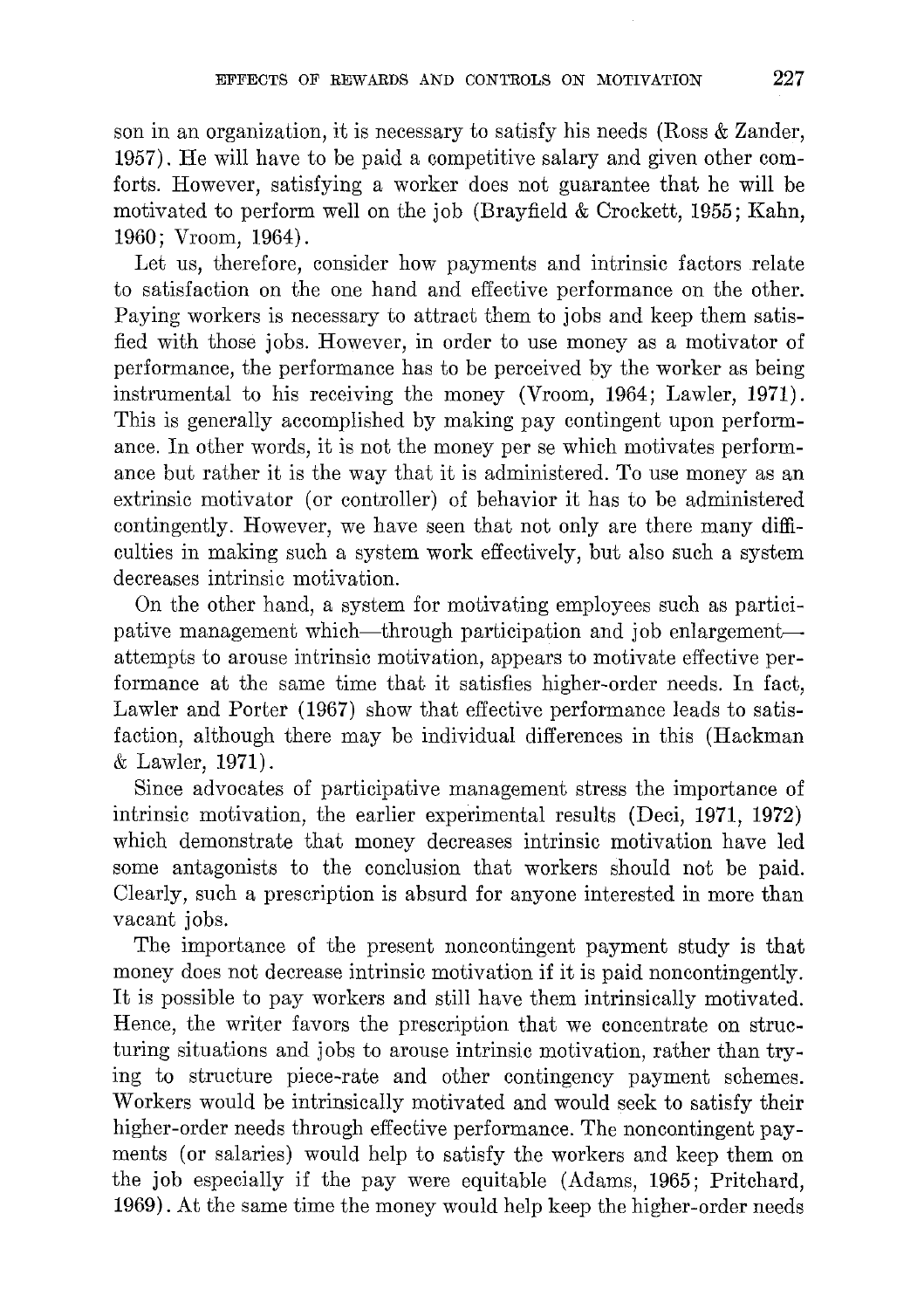son in an organization, it is necessary to satisfy his needs (Ross & Zander, 1957). He will have to be paid a competitive salary and given other comforts. However, satisfying a worker does not guarantee that he will be motivated to perform well on the job (Brayfield & Crockett, 1955; Kahn, 1960; Vroom, 1964).

Let us, therefore, consider how payments and intrinsic factors relate to satisfaction on the one hand and effective performance on the other. Paying workers is necessary to attract them to jobs and keep them satisfied with those jobs. However, in order to use money as a motivator of performance, the performance has to be perceived by the worker as being instrumental to his receiving the money (Vroom, 1964; Lawler, 1971). This is generally accomplished by making pay contingent upon performance. In other words, it is not the money per se which motivates performance but rather it is the way that it is administered. To use money as an extrinsic motivator (or controller) of behavior it has to be administered contingently. However, we have seen that not only are there many difficulties in making such a system work effectively, but also such a system decreases intrinsic motivation.

On the other hand, a system for motivating employees such as participative management which—through participation and job enlargement—attempts to arouse intrinsic motivation, appears to motivate effective performance at the same time that it satisfies higher-order needs. In fact, Lawler and Porter (1967) show that effective performance leads to satisfaction, although there may be individual differences in this (Hackman & Lawler, 1971).

Since advocates of participative management stress the importance of intrinsic motivation, the earlier experimental results (Deci, 1971, 1972) which demonstrate that money decreases intrinsic motivation have led some antagonists to the conclusion that workers should not be paid. Clearly, such a prescription is absurd for anyone interested in more than vacant jobs.

The importance of the present noncontingent payment study is that money does not decrease intrinsic motivation if it is paid noncontingently. It is possible to pay workers and still have them intrinsically motivated. Hence, the writer favors the prescription that we concentrate on structuring situations and jobs to arouse intrinsic motivation, rather than trying to structure piece-rate and other contingency payment schemes. Workers would be intrinsically motivated and would seek to satisfy their higher-order needs through effective performance. The noncontingent payments (or salaries) would help to satisfy the workers and keep them on the job especially if the pay were equitable (Adams, 1965; Pritchard, 1969). At the same time the money would help keep the higher-order needs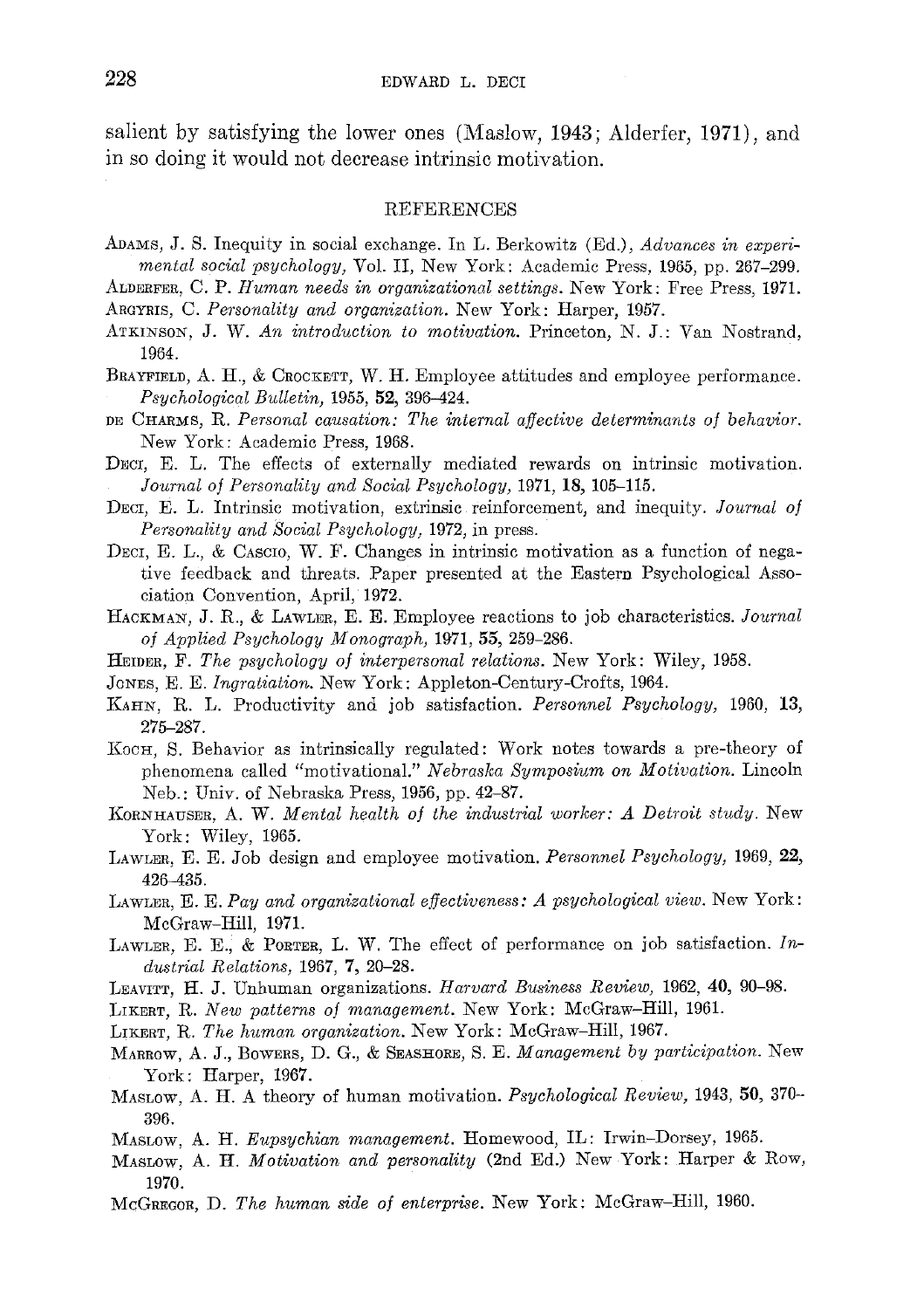salient by satisfying the lower ones (Maslow, 1943; Alderfer, 1971), and in so doing it would not decrease intrinsic motivation.

## REFERENCES

Adams, J. S. Inequity in social exchange. In L. Berkowitz (Ed.), *Advances in experimental social psychology,* Vol. II, New York: Academic Press, 1965, pp. 267–299.

Alderfer, C. P. *Human needs in organizational settings.* New York: Free Press, 1971.

Argyris, C. *Personality and organization.* New York: Harper, 1957.

Atkinson, J. W. *An introduction to motivation.* Princeton, N. J.: Van Nostrand, 1964.

Brayfield, A. H., & Crockett, W. H. Employee attitudes and employee performance. *Psychological Bulletin,* 1955, **52,** 396–424.

de Charms, R. *Personal causation: The internal affective determinants of behavior.* New York: Academic Press, 1968.

Deci, E. L. The effects of externally mediated rewards on intrinsic motivation. *Journal of Personality and Social Psychology,* 1971, **18,** 105–115.

Deci, E. L. Intrinsic motivation, extrinsic reinforcement, and inequity. *Journal of Personality and Social Psychology,* 1972, in press.

Deci, E. L., & Cascio, W. F. Changes in intrinsic motivation as a function of negative feedback and threats. Paper presented at the Eastern Psychological Association Convention, April, 1972.

Hackman, J. R., & Lawler, E. E. Employee reactions to job characteristics. *Journal of Applied Psychology Monograph,* 1971, **55,** 259–286.

Heider, F. *The psychology of interpersonal relations.* New York: Wiley, 1958.

Jones, E. E. *Ingratiation.* New York: Appleton-Century-Crofts, 1964.

Kahn, R. L. Productivity and job satisfaction. *Personnel Psychology,* 1960, **13,** 275–287.

Koch, S. Behavior as intrinsically regulated: Work notes towards a pre-theory of phenomena called "motivational." *Nebraska Symposium on Motivation.* Lincoln Neb.: Univ. of Nebraska Press, 1956, pp. 42–87.

Kornhauser, A. W. *Mental health of the industrial worker: A Detroit study.* New York: Wiley, 1965.

Lawler, E. E. Job design and employee motivation. *Personnel Psychology,* 1969, **22,** 426–435.

Lawler, E. E. *Pay and organizational effectiveness: A psychological view.* New York: McGraw–Hill, 1971.

Lawler, E. E., & Porter, L. W. The effect of performance on job satisfaction. *Industrial Relations,* 1967, **7,** 20–28.

Leavitt, H. J. Unhuman organizations. *Harvard Business Review,* 1962, **40,** 90–98.

Likert, R. *New patterns of management.* New York: McGraw–Hill, 1961.

Likert, R. *The human organization.* New York: McGraw–Hill, 1967.

Marrow, A. J., Bowers, D. G., & Seashore, S. E. *Management by participation.* New York: Harper, 1967.

Maslow, A. H. A theory of human motivation. *Psychological Review,* 1943, **50,** 370–396.

Maslow, A. H. *Eupsychian management.* Homewood, IL: Irwin–Dorsey, 1965.

Maslow, A. H. *Motivation and personality* (2nd Ed.) New York: Harper & Row, 1970.

McGregor, D. *The human side of enterprise.* New York: McGraw–Hill, 1960.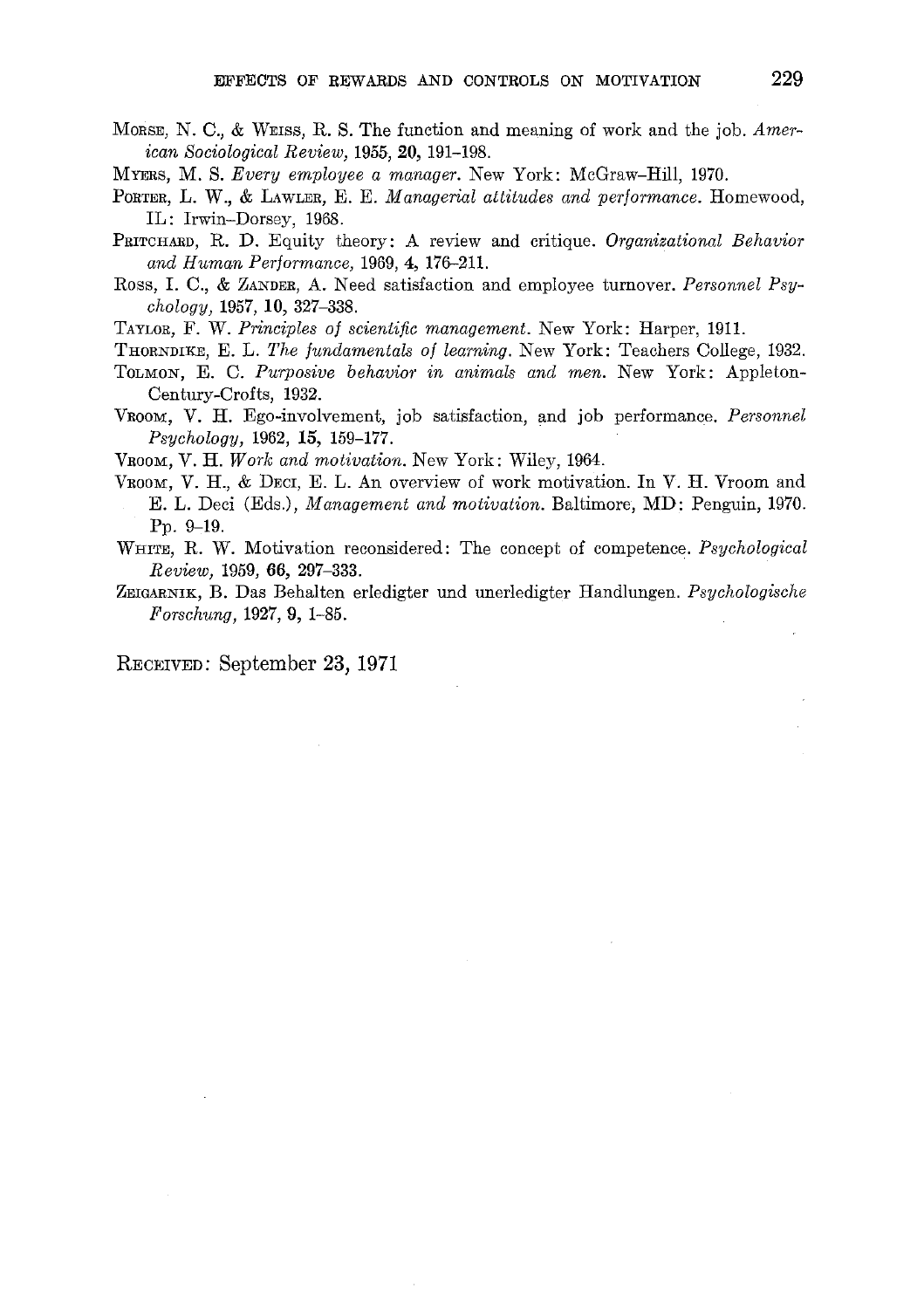Morse, N. C., & Weiss, R. S. The function and meaning of work and the job. *American Sociological Review*, 1955, **20**, 191–198.

Myers, M. S. *Every employee a manager*. New York: McGraw-Hill, 1970.

Porter, L. W., & Lawler, E. E. *Managerial attitudes and performance*. Homewood, IL: Irwin–Dorsey, 1968.

Pritchard, R. D. Equity theory: A review and critique. *Organizational Behavior and Human Performance*, 1969, **4**, 176–211.

Ross, I. C., & Zander, A. Need satisfaction and employee turnover. *Personnel Psychology*, 1957, **10**, 327–338.

Taylor, F. W. *Principles of scientific management*. New York: Harper, 1911.

Thorndike, E. L. *The fundamentals of learning*. New York: Teachers College, 1932.

Tolmon, E. C. *Purposive behavior in animals and men*. New York: Appleton-Century-Crofts, 1932.

Vroom, V. H. Ego-involvement, job satisfaction, and job performance. *Personnel Psychology*, 1962, **15**, 159–177.

Vroom, V. H. *Work and motivation*. New York: Wiley, 1964.

Vroom, V. H., & Deci, E. L. An overview of work motivation. In V. H. Vroom and E. L. Deci (Eds.), *Management and motivation*. Baltimore, MD: Penguin, 1970. Pp. 9–19.

White, R. W. Motivation reconsidered: The concept of competence. *Psychological Review*, 1959, **66**, 297–333.

Zeigarnik, B. Das Behalten erledigter und unerledigter Handlungen. *Psychologische Forschung*, 1927, **9**, 1–85.

Received: September 23, 1971